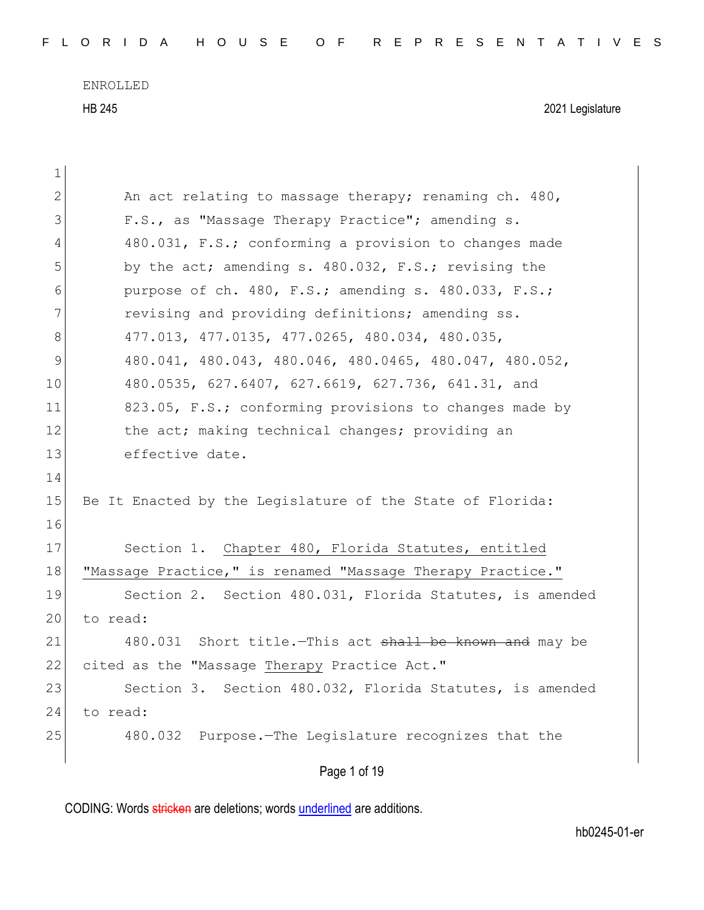ENROLLED

HB 245 2021 Legislature

An act relating to massage therapy; renaming ch. 480, F.S., as "Massage Therapy Practice"; amending s. 480.031, F.S.; conforming a provision to changes made by the act; amending s. 480.032, F.S.; revising the purpose of ch. 480, F.S.; amending s. 480.033, F.S.; revising and providing definitions; amending ss. 477.013, 477.0135, 477.0265, 480.034, 480.035, 480.041, 480.043, 480.046, 480.0465, 480.047, 480.052, 480.0535, 627.6407, 627.6619, 627.736, 641.31, and 823.05, F.S.; conforming provisions to changes made by the act; making technical changes; providing an effective date.

Be It Enacted by the Legislature of the State of Florida:

Section 1. <u>Chapter 480, Florida Statutes, entitled "Massage Practice," is renamed "Massage Therapy Practice."</u>

Section 2. Section 480.031, Florida Statutes, is amended to read:

480.031 Short title.—This act ~~shall be known and~~ may be cited as the "Massage <u>Therapy</u> Practice Act."

Section 3. Section 480.032, Florida Statutes, is amended to read:

480.032 Purpose.—The Legislature recognizes that the

CODING: Words ~~stricken~~ are deletions; words <u>underlined</u> are additions.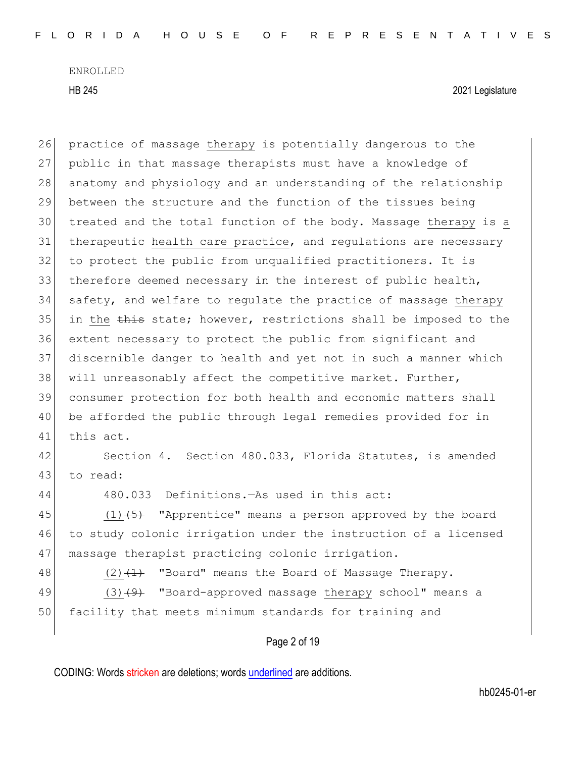practice of massage therapy is potentially dangerous to the public in that massage therapists must have a knowledge of anatomy and physiology and an understanding of the relationship between the structure and the function of the tissues being treated and the total function of the body. Massage therapy is a therapeutic health care practice, and regulations are necessary to protect the public from unqualified practitioners. It is therefore deemed necessary in the interest of public health, safety, and welfare to regulate the practice of massage therapy in the ~~this~~ state; however, restrictions shall be imposed to the extent necessary to protect the public from significant and discernible danger to health and yet not in such a manner which will unreasonably affect the competitive market. Further, consumer protection for both health and economic matters shall be afforded the public through legal remedies provided for in this act.

Section 4. Section 480.033, Florida Statutes, is amended to read:

480.033 Definitions.—As used in this act:

(1)~~(5)~~ "Apprentice" means a person approved by the board to study colonic irrigation under the instruction of a licensed massage therapist practicing colonic irrigation.

(2)~~(1)~~ "Board" means the Board of Massage Therapy.

(3)~~(9)~~ "Board-approved massage therapy school" means a facility that meets minimum standards for training and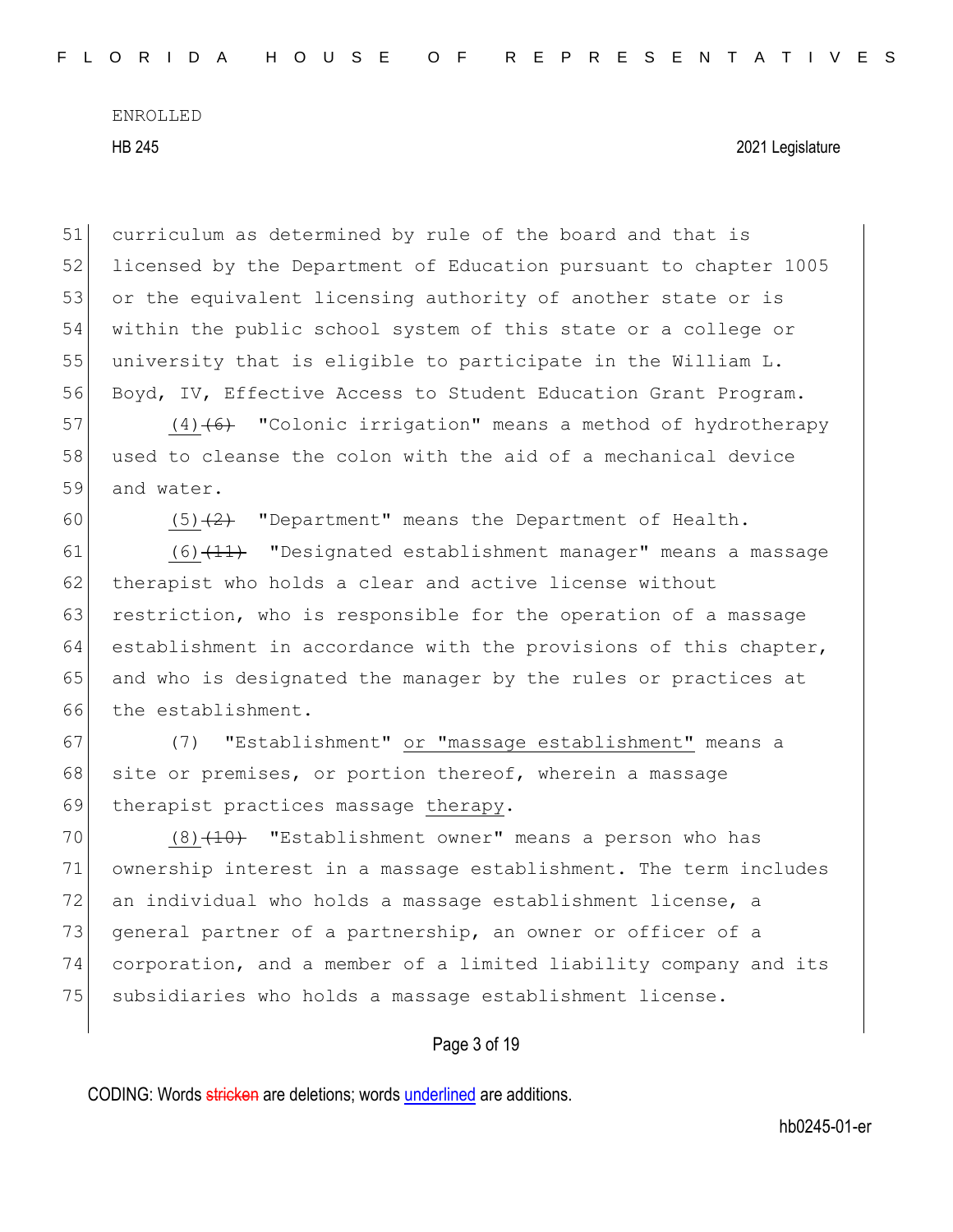curriculum as determined by rule of the board and that is licensed by the Department of Education pursuant to chapter 1005 or the equivalent licensing authority of another state or is within the public school system of this state or a college or university that is eligible to participate in the William L. Boyd, IV, Effective Access to Student Education Grant Program.

(4)~~(6)~~ "Colonic irrigation" means a method of hydrotherapy used to cleanse the colon with the aid of a mechanical device and water.

(5)~~(2)~~ "Department" means the Department of Health.

(6)~~(11)~~ "Designated establishment manager" means a massage therapist who holds a clear and active license without restriction, who is responsible for the operation of a massage establishment in accordance with the provisions of this chapter, and who is designated the manager by the rules or practices at the establishment.

(7) "Establishment" <u>or "massage establishment"</u> means a site or premises, or portion thereof, wherein a massage therapist practices massage <u>therapy</u>.

(8)~~(10)~~ "Establishment owner" means a person who has ownership interest in a massage establishment. The term includes an individual who holds a massage establishment license, a general partner of a partnership, an owner or officer of a corporation, and a member of a limited liability company and its subsidiaries who holds a massage establishment license.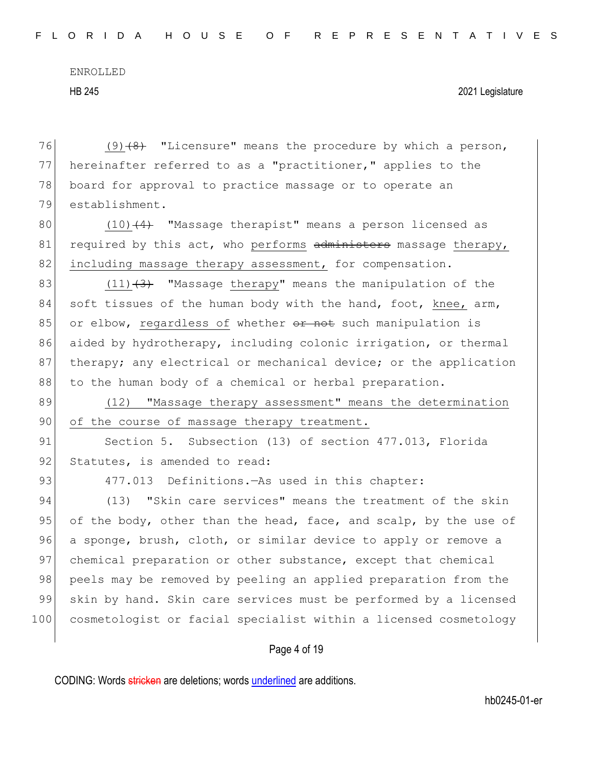76 (9) ~~(8)~~ "Licensure" means the procedure by which a person,
77 hereinafter referred to as a "practitioner," applies to the
78 board for approval to practice massage or to operate an
79 establishment.

80 (10) ~~(4)~~ "Massage therapist" means a person licensed as
81 required by this act, who performs ~~administers~~ massage therapy,
82 including massage therapy assessment, for compensation.

83 (11) ~~(3)~~ "Massage therapy" means the manipulation of the
84 soft tissues of the human body with the hand, foot, knee, arm,
85 or elbow, regardless of whether ~~or not~~ such manipulation is
86 aided by hydrotherapy, including colonic irrigation, or thermal
87 therapy; any electrical or mechanical device; or the application
88 to the human body of a chemical or herbal preparation.

89 (12) "Massage therapy assessment" means the determination
90 of the course of massage therapy treatment.

91 Section 5. Subsection (13) of section 477.013, Florida
92 Statutes, is amended to read:

93 477.013 Definitions.—As used in this chapter:

94 (13) "Skin care services" means the treatment of the skin
95 of the body, other than the head, face, and scalp, by the use of
96 a sponge, brush, cloth, or similar device to apply or remove a
97 chemical preparation or other substance, except that chemical
98 peels may be removed by peeling an applied preparation from the
99 skin by hand. Skin care services must be performed by a licensed
100 cosmetologist or facial specialist within a licensed cosmetology

CODING: Words ~~stricken~~ are deletions; words underlined are additions.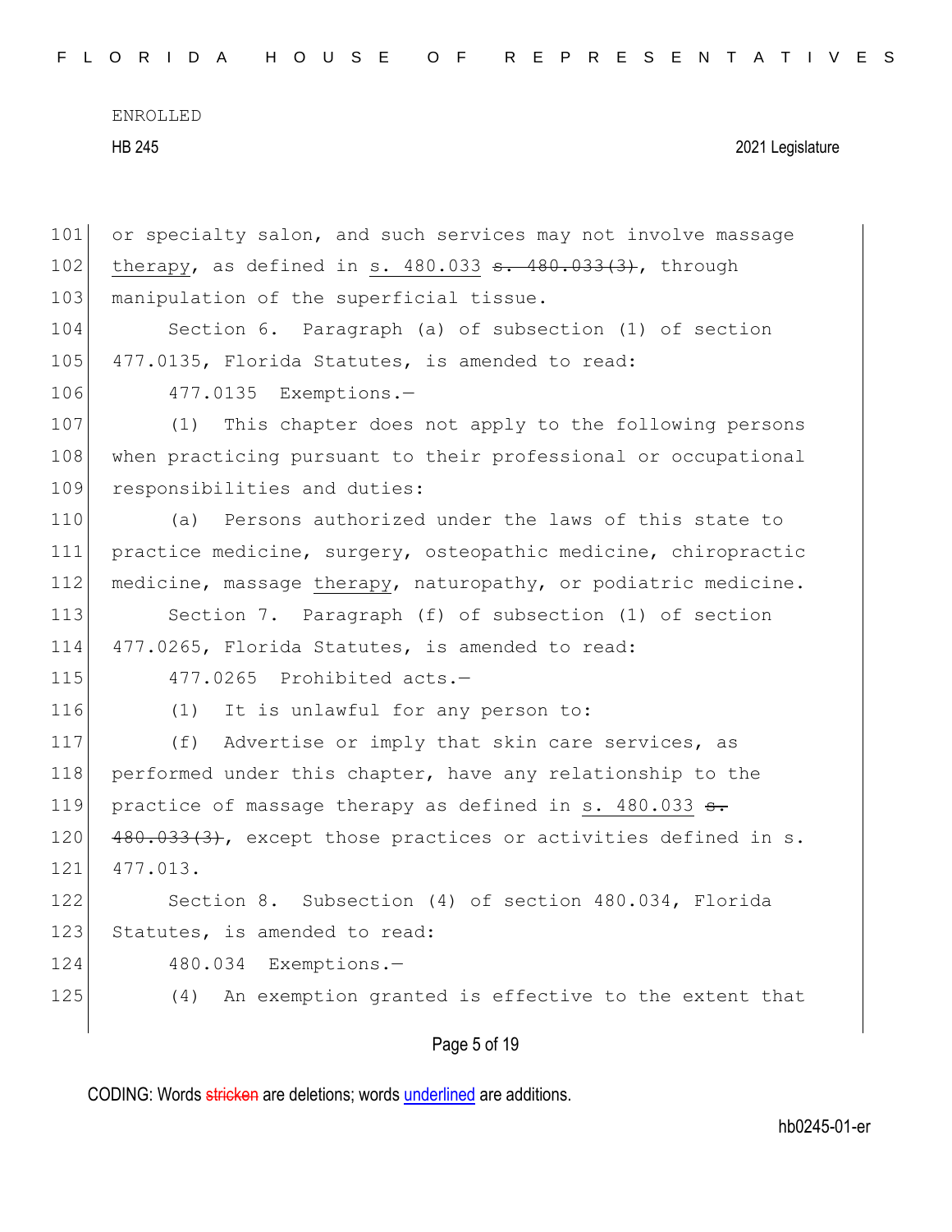or specialty salon, and such services may not involve massage therapy, as defined in s. 480.033 ~~s. 480.033(3)~~, through manipulation of the superficial tissue.

Section 6. Paragraph (a) of subsection (1) of section 477.0135, Florida Statutes, is amended to read:

477.0135 Exemptions.—

(1) This chapter does not apply to the following persons when practicing pursuant to their professional or occupational responsibilities and duties:

(a) Persons authorized under the laws of this state to practice medicine, surgery, osteopathic medicine, chiropractic medicine, massage therapy, naturopathy, or podiatric medicine.

Section 7. Paragraph (f) of subsection (1) of section 477.0265, Florida Statutes, is amended to read:

477.0265 Prohibited acts.—

(1) It is unlawful for any person to:

(f) Advertise or imply that skin care services, as performed under this chapter, have any relationship to the practice of massage therapy as defined in s. 480.033 ~~s. 480.033(3)~~, except those practices or activities defined in s. 477.013.

Section 8. Subsection (4) of section 480.034, Florida Statutes, is amended to read:

480.034 Exemptions.—

(4) An exemption granted is effective to the extent that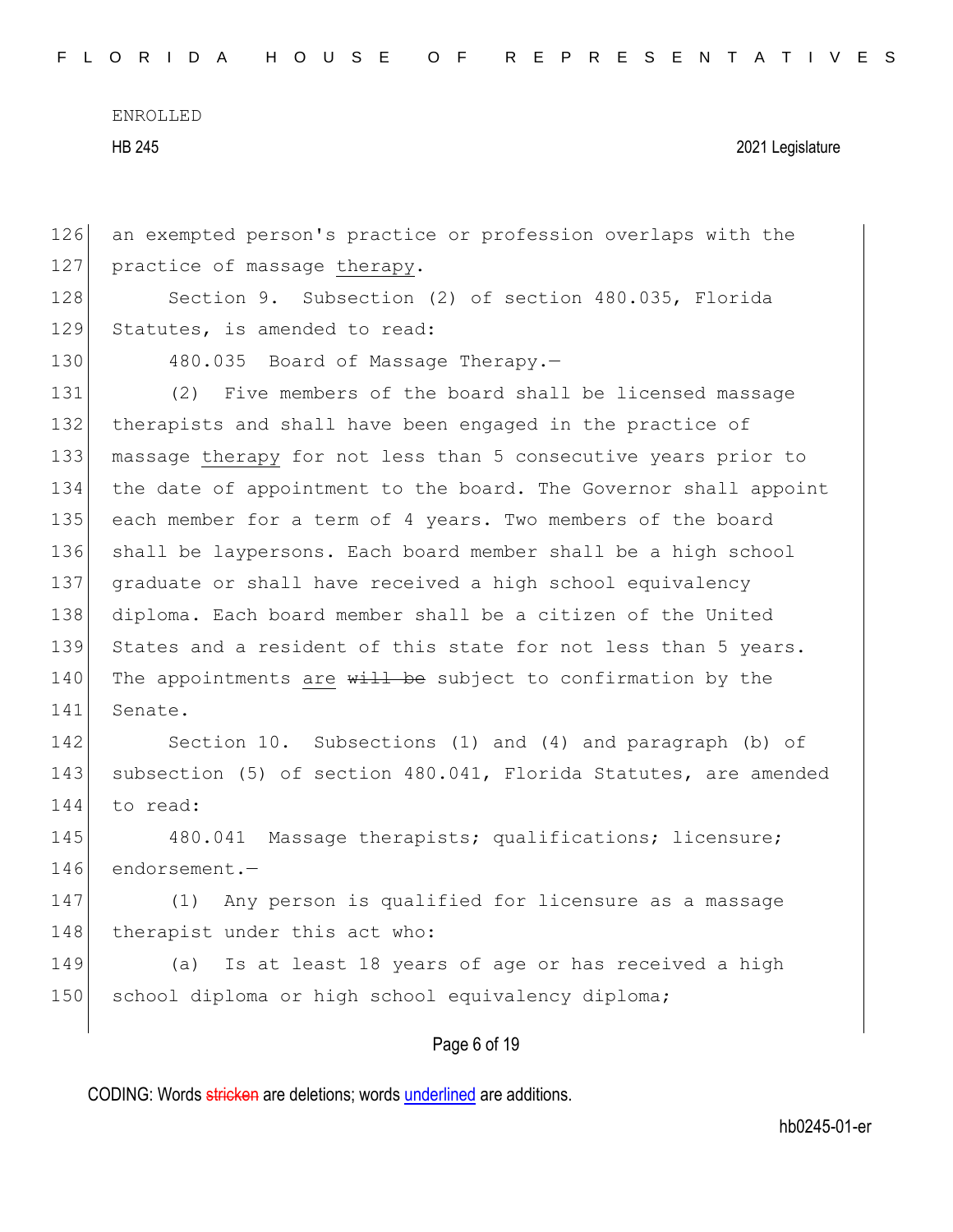an exempted person's practice or profession overlaps with the practice of massage therapy.

Section 9. Subsection (2) of section 480.035, Florida Statutes, is amended to read:

480.035 Board of Massage Therapy.—

(2) Five members of the board shall be licensed massage therapists and shall have been engaged in the practice of massage therapy for not less than 5 consecutive years prior to the date of appointment to the board. The Governor shall appoint each member for a term of 4 years. Two members of the board shall be laypersons. Each board member shall be a high school graduate or shall have received a high school equivalency diploma. Each board member shall be a citizen of the United States and a resident of this state for not less than 5 years. The appointments are ~~will be~~ subject to confirmation by the Senate.

Section 10. Subsections (1) and (4) and paragraph (b) of subsection (5) of section 480.041, Florida Statutes, are amended to read:

480.041 Massage therapists; qualifications; licensure; endorsement.—

(1) Any person is qualified for licensure as a massage therapist under this act who:

(a) Is at least 18 years of age or has received a high school diploma or high school equivalency diploma;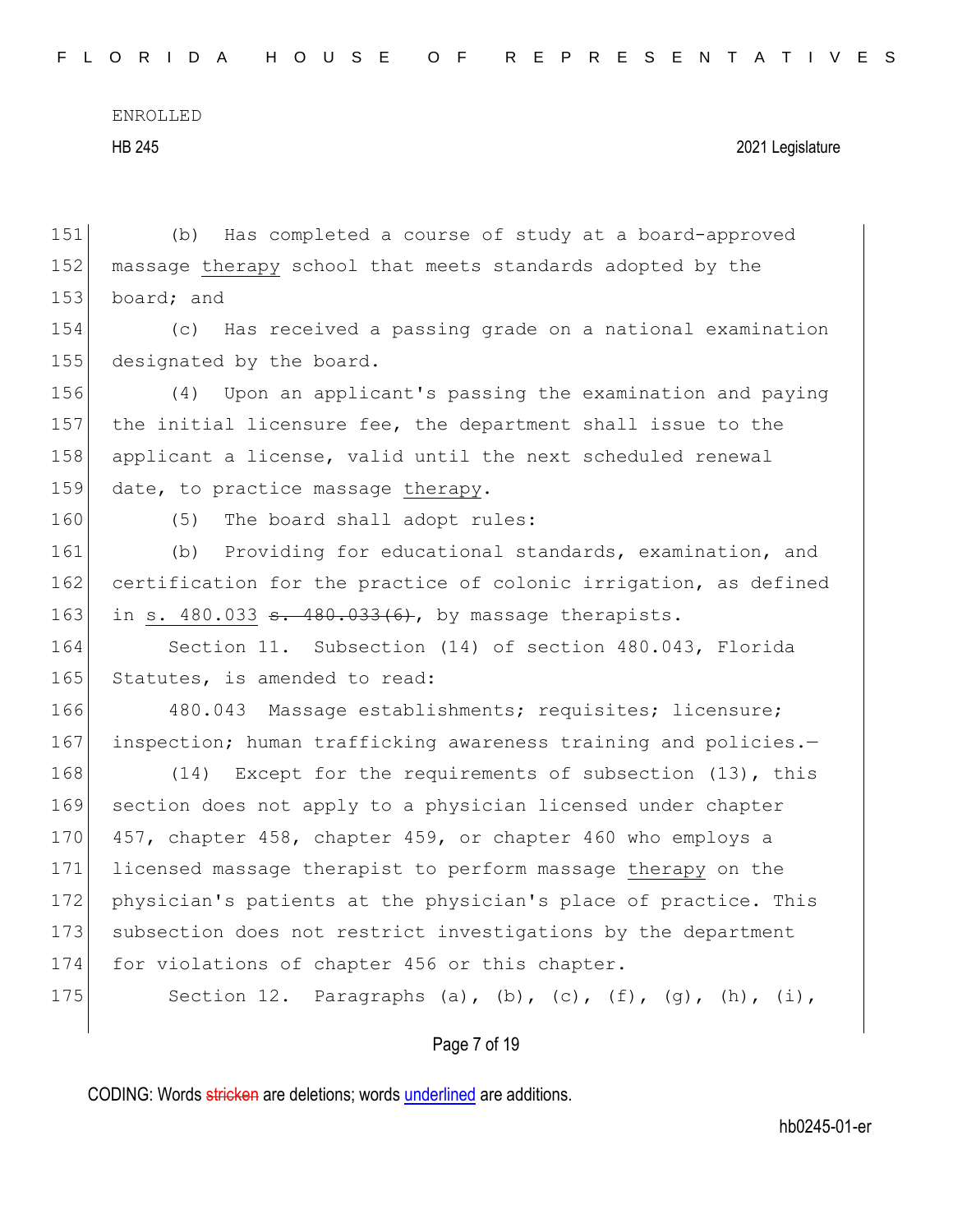(b) Has completed a course of study at a board-approved massage <u>therapy</u> school that meets standards adopted by the board; and

(c) Has received a passing grade on a national examination designated by the board.

(4) Upon an applicant's passing the examination and paying the initial licensure fee, the department shall issue to the applicant a license, valid until the next scheduled renewal date, to practice massage <u>therapy</u>.

(5) The board shall adopt rules:

(b) Providing for educational standards, examination, and certification for the practice of colonic irrigation, as defined in <u>s. 480.033</u> ~~s. 480.033(6)~~, by massage therapists.

Section 11. Subsection (14) of section 480.043, Florida Statutes, is amended to read:

480.043 Massage establishments; requisites; licensure; inspection; human trafficking awareness training and policies.—

(14) Except for the requirements of subsection (13), this section does not apply to a physician licensed under chapter 457, chapter 458, chapter 459, or chapter 460 who employs a licensed massage therapist to perform massage <u>therapy</u> on the physician's patients at the physician's place of practice. This subsection does not restrict investigations by the department for violations of chapter 456 or this chapter.

Section 12. Paragraphs (a), (b), (c), (f), (g), (h), (i),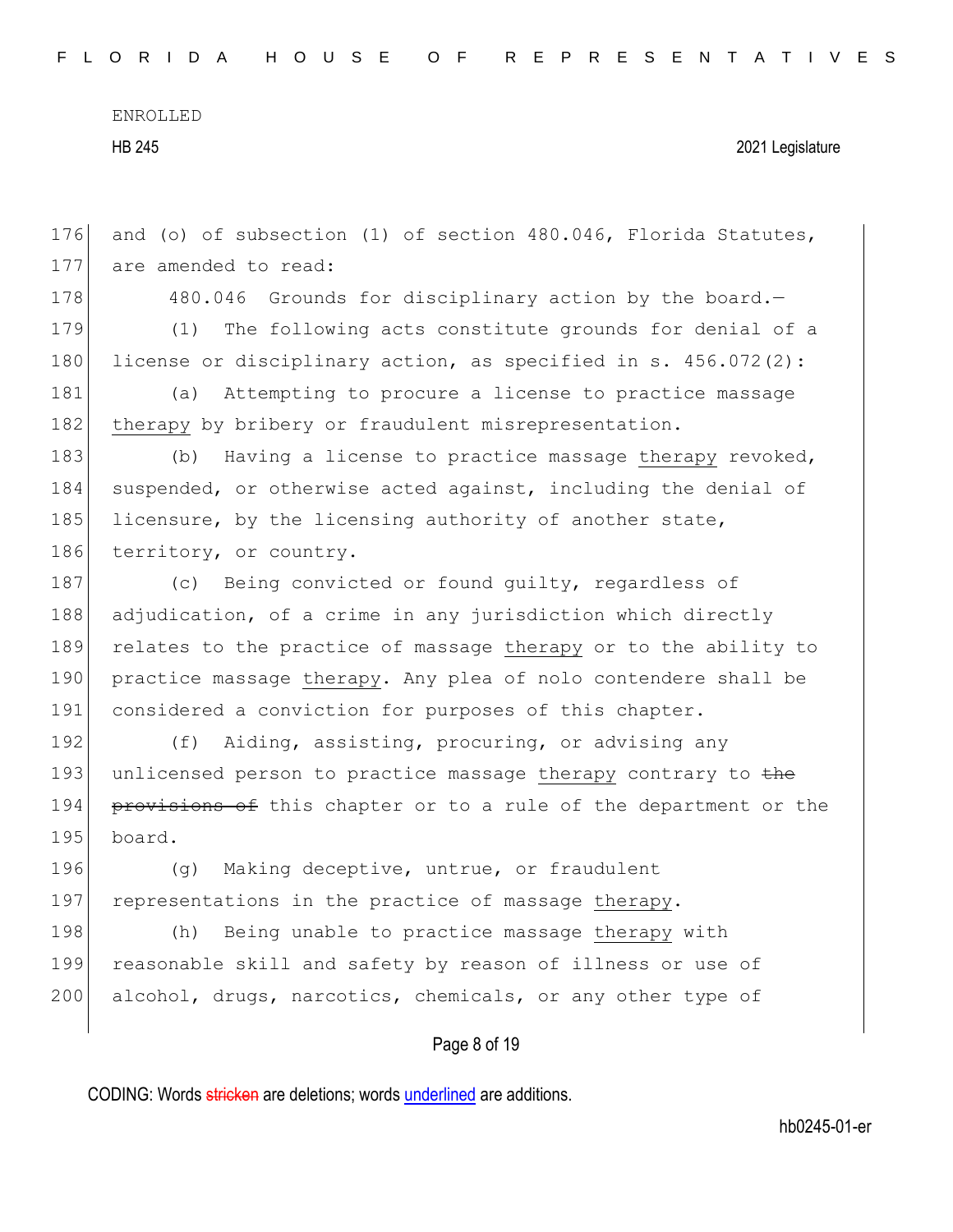and (o) of subsection (1) of section 480.046, Florida Statutes, are amended to read:

480.046 Grounds for disciplinary action by the board.—

(1) The following acts constitute grounds for denial of a license or disciplinary action, as specified in s. 456.072(2):

(a) Attempting to procure a license to practice massage therapy by bribery or fraudulent misrepresentation.

(b) Having a license to practice massage therapy revoked, suspended, or otherwise acted against, including the denial of licensure, by the licensing authority of another state, territory, or country.

(c) Being convicted or found guilty, regardless of adjudication, of a crime in any jurisdiction which directly relates to the practice of massage therapy or to the ability to practice massage therapy. Any plea of nolo contendere shall be considered a conviction for purposes of this chapter.

(f) Aiding, assisting, procuring, or advising any unlicensed person to practice massage therapy contrary to ~~the provisions of~~ this chapter or to a rule of the department or the board.

(g) Making deceptive, untrue, or fraudulent representations in the practice of massage therapy.

(h) Being unable to practice massage therapy with reasonable skill and safety by reason of illness or use of alcohol, drugs, narcotics, chemicals, or any other type of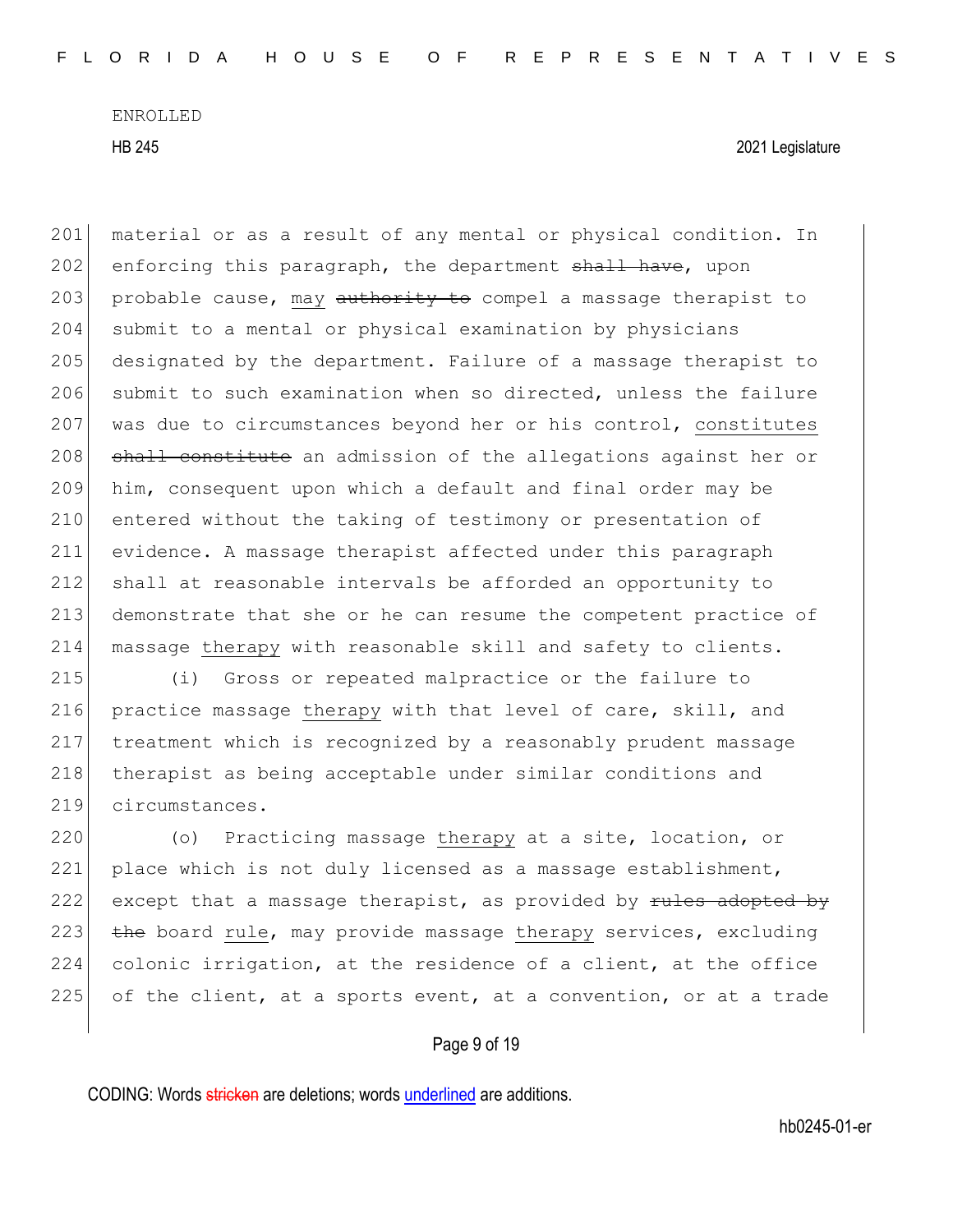material or as a result of any mental or physical condition. In enforcing this paragraph, the department ~~shall have~~, upon probable cause, may ~~authority to~~ compel a massage therapist to submit to a mental or physical examination by physicians designated by the department. Failure of a massage therapist to submit to such examination when so directed, unless the failure was due to circumstances beyond her or his control, constitutes ~~shall constitute~~ an admission of the allegations against her or him, consequent upon which a default and final order may be entered without the taking of testimony or presentation of evidence. A massage therapist affected under this paragraph shall at reasonable intervals be afforded an opportunity to demonstrate that she or he can resume the competent practice of massage therapy with reasonable skill and safety to clients.

(i) Gross or repeated malpractice or the failure to practice massage therapy with that level of care, skill, and treatment which is recognized by a reasonably prudent massage therapist as being acceptable under similar conditions and circumstances.

(o) Practicing massage therapy at a site, location, or place which is not duly licensed as a massage establishment, except that a massage therapist, as provided by ~~rules adopted by the~~ board rule, may provide massage therapy services, excluding colonic irrigation, at the residence of a client, at the office of the client, at a sports event, at a convention, or at a trade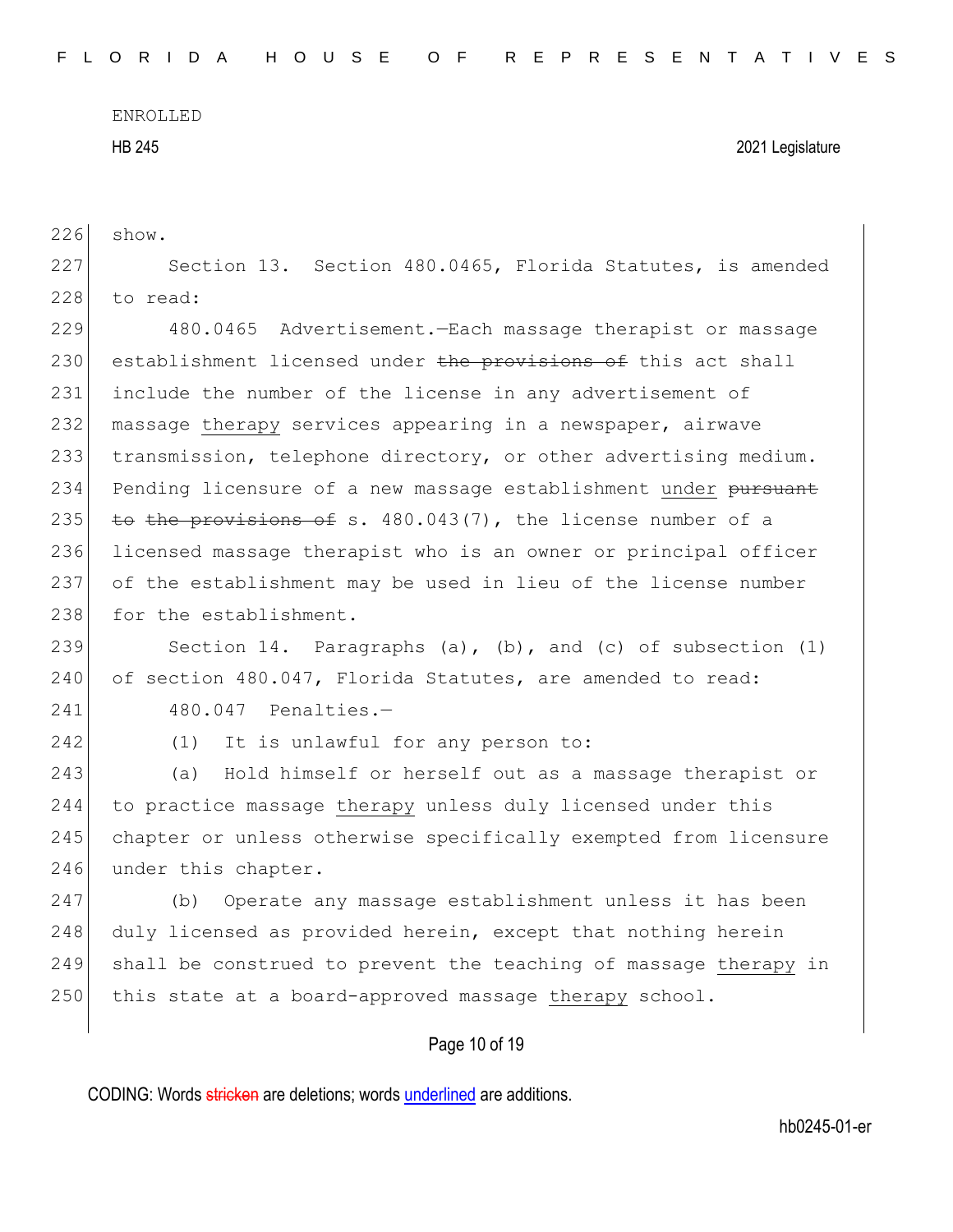show.

Section 13. Section 480.0465, Florida Statutes, is amended to read:

480.0465 Advertisement.—Each massage therapist or massage establishment licensed under ~~the provisions of~~ this act shall include the number of the license in any advertisement of massage <u>therapy</u> services appearing in a newspaper, airwave transmission, telephone directory, or other advertising medium. Pending licensure of a new massage establishment <u>under</u> ~~pursuant to the provisions of~~ s. 480.043(7), the license number of a licensed massage therapist who is an owner or principal officer of the establishment may be used in lieu of the license number for the establishment.

Section 14. Paragraphs (a), (b), and (c) of subsection (1) of section 480.047, Florida Statutes, are amended to read:

480.047 Penalties.—

(1) It is unlawful for any person to:

(a) Hold himself or herself out as a massage therapist or to practice massage <u>therapy</u> unless duly licensed under this chapter or unless otherwise specifically exempted from licensure under this chapter.

(b) Operate any massage establishment unless it has been duly licensed as provided herein, except that nothing herein shall be construed to prevent the teaching of massage <u>therapy</u> in this state at a board-approved massage <u>therapy</u> school.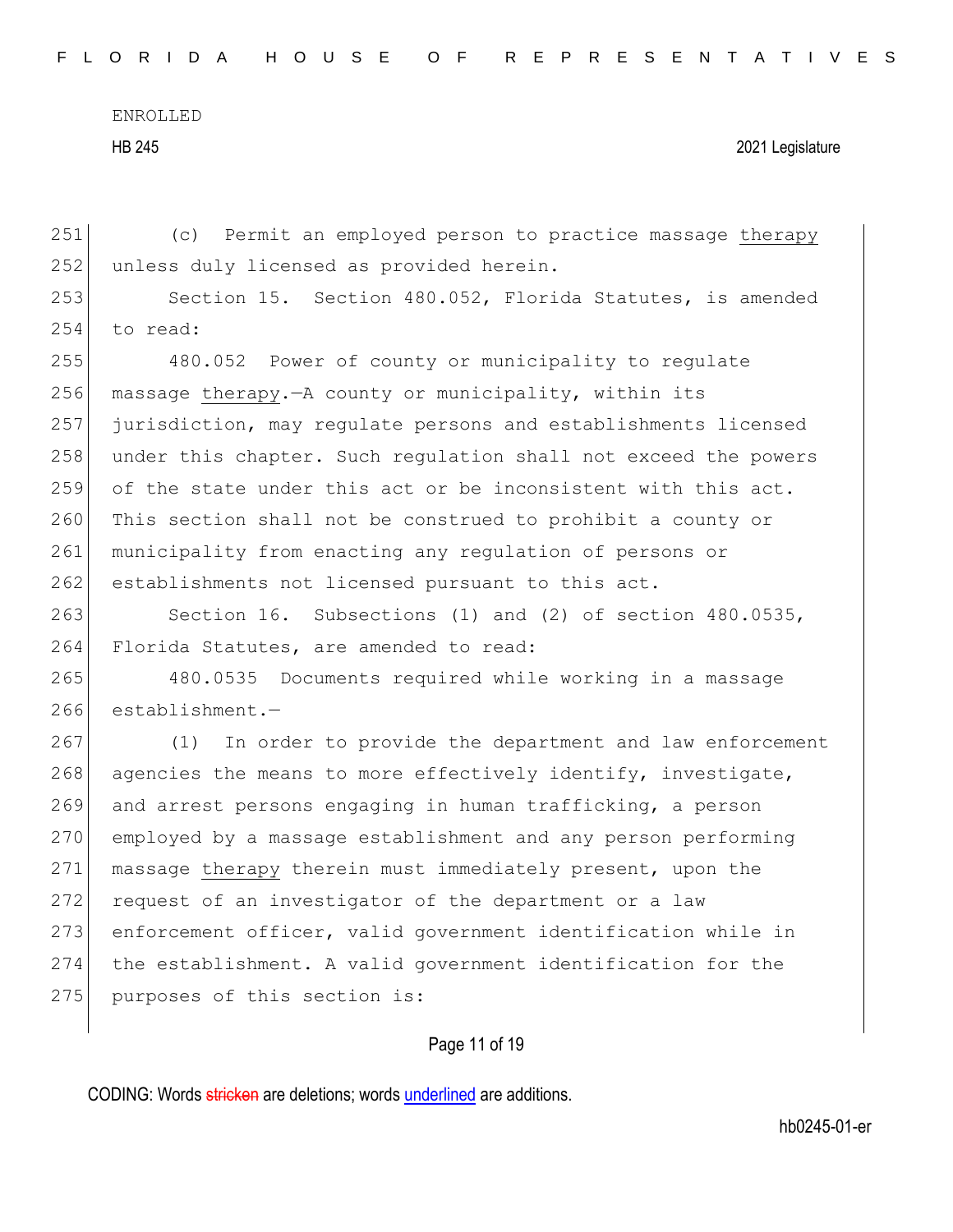(c) Permit an employed person to practice massage <u>therapy</u> unless duly licensed as provided herein.

Section 15. Section 480.052, Florida Statutes, is amended to read:

480.052 Power of county or municipality to regulate massage <u>therapy</u>.—A county or municipality, within its jurisdiction, may regulate persons and establishments licensed under this chapter. Such regulation shall not exceed the powers of the state under this act or be inconsistent with this act. This section shall not be construed to prohibit a county or municipality from enacting any regulation of persons or establishments not licensed pursuant to this act.

Section 16. Subsections (1) and (2) of section 480.0535, Florida Statutes, are amended to read:

480.0535 Documents required while working in a massage establishment.—

(1) In order to provide the department and law enforcement agencies the means to more effectively identify, investigate, and arrest persons engaging in human trafficking, a person employed by a massage establishment and any person performing massage <u>therapy</u> therein must immediately present, upon the request of an investigator of the department or a law enforcement officer, valid government identification while in the establishment. A valid government identification for the purposes of this section is: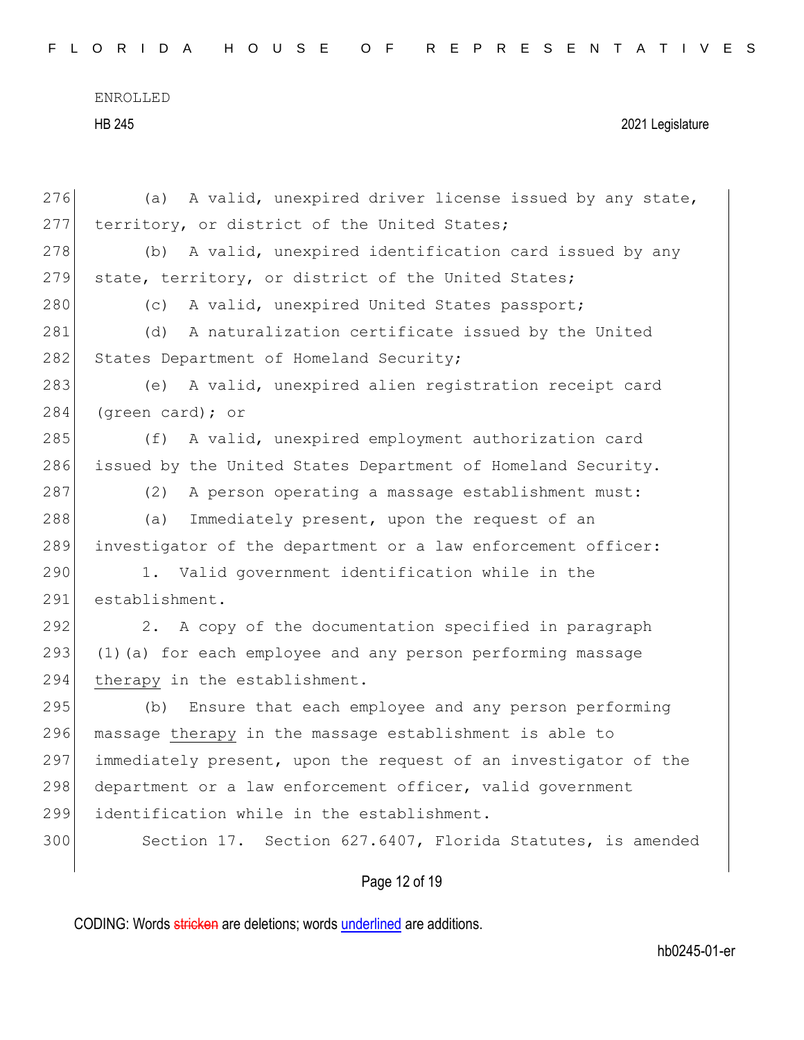(a) A valid, unexpired driver license issued by any state, territory, or district of the United States;

(b) A valid, unexpired identification card issued by any state, territory, or district of the United States;

(c) A valid, unexpired United States passport;

(d) A naturalization certificate issued by the United States Department of Homeland Security;

(e) A valid, unexpired alien registration receipt card (green card); or

(f) A valid, unexpired employment authorization card issued by the United States Department of Homeland Security.

(2) A person operating a massage establishment must:

(a) Immediately present, upon the request of an investigator of the department or a law enforcement officer:

1. Valid government identification while in the establishment.

2. A copy of the documentation specified in paragraph (1)(a) for each employee and any person performing massage <u>therapy</u> in the establishment.

(b) Ensure that each employee and any person performing massage <u>therapy</u> in the massage establishment is able to immediately present, upon the request of an investigator of the department or a law enforcement officer, valid government identification while in the establishment.

Section 17. Section 627.6407, Florida Statutes, is amended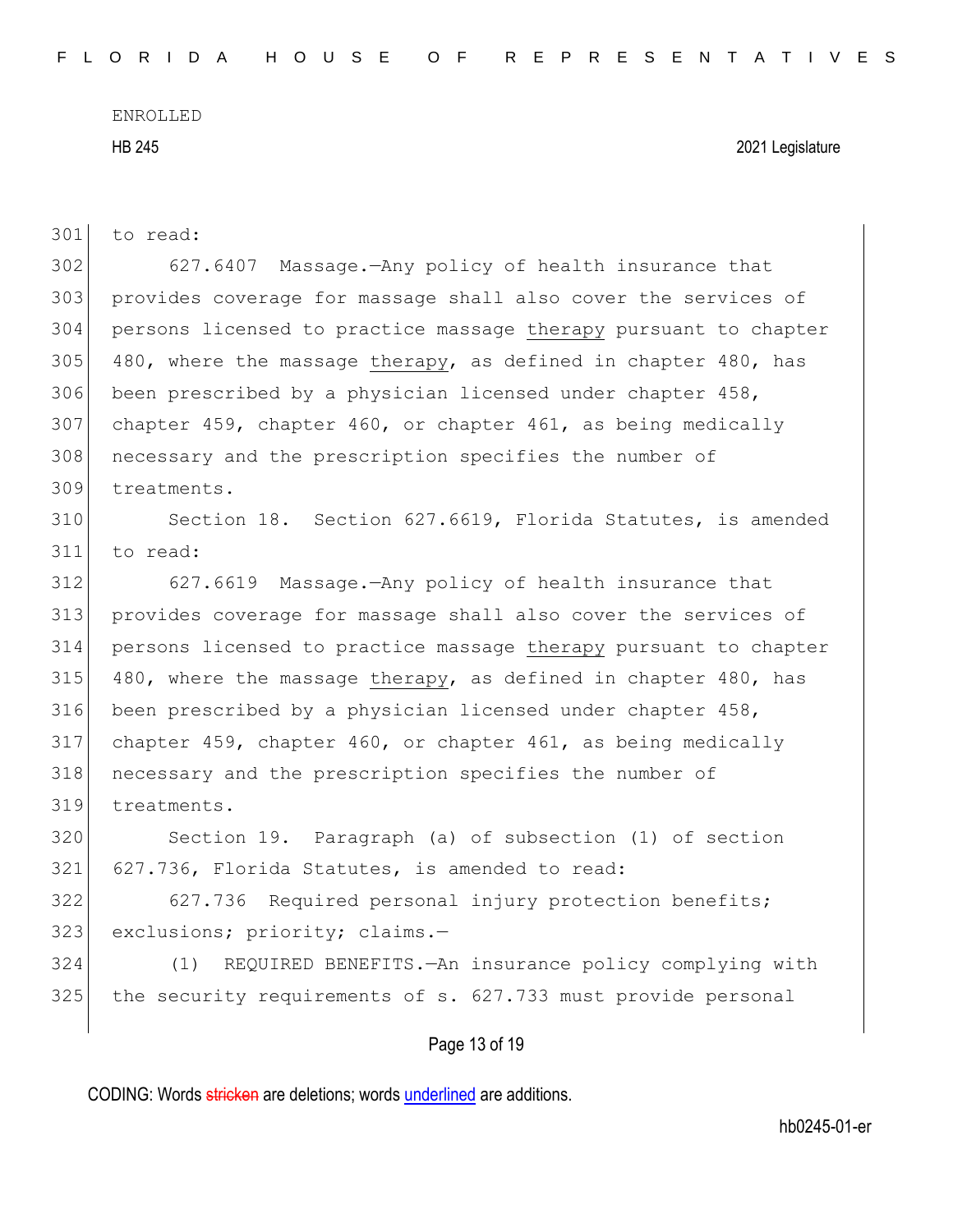to read:

627.6407 Massage.—Any policy of health insurance that provides coverage for massage shall also cover the services of persons licensed to practice massage <u>therapy</u> pursuant to chapter 480, where the massage <u>therapy</u>, as defined in chapter 480, has been prescribed by a physician licensed under chapter 458, chapter 459, chapter 460, or chapter 461, as being medically necessary and the prescription specifies the number of treatments.

Section 18. Section 627.6619, Florida Statutes, is amended to read:

627.6619 Massage.—Any policy of health insurance that provides coverage for massage shall also cover the services of persons licensed to practice massage <u>therapy</u> pursuant to chapter 480, where the massage <u>therapy</u>, as defined in chapter 480, has been prescribed by a physician licensed under chapter 458, chapter 459, chapter 460, or chapter 461, as being medically necessary and the prescription specifies the number of treatments.

Section 19. Paragraph (a) of subsection (1) of section 627.736, Florida Statutes, is amended to read:

627.736 Required personal injury protection benefits; exclusions; priority; claims.—

(1) REQUIRED BENEFITS.—An insurance policy complying with the security requirements of s. 627.733 must provide personal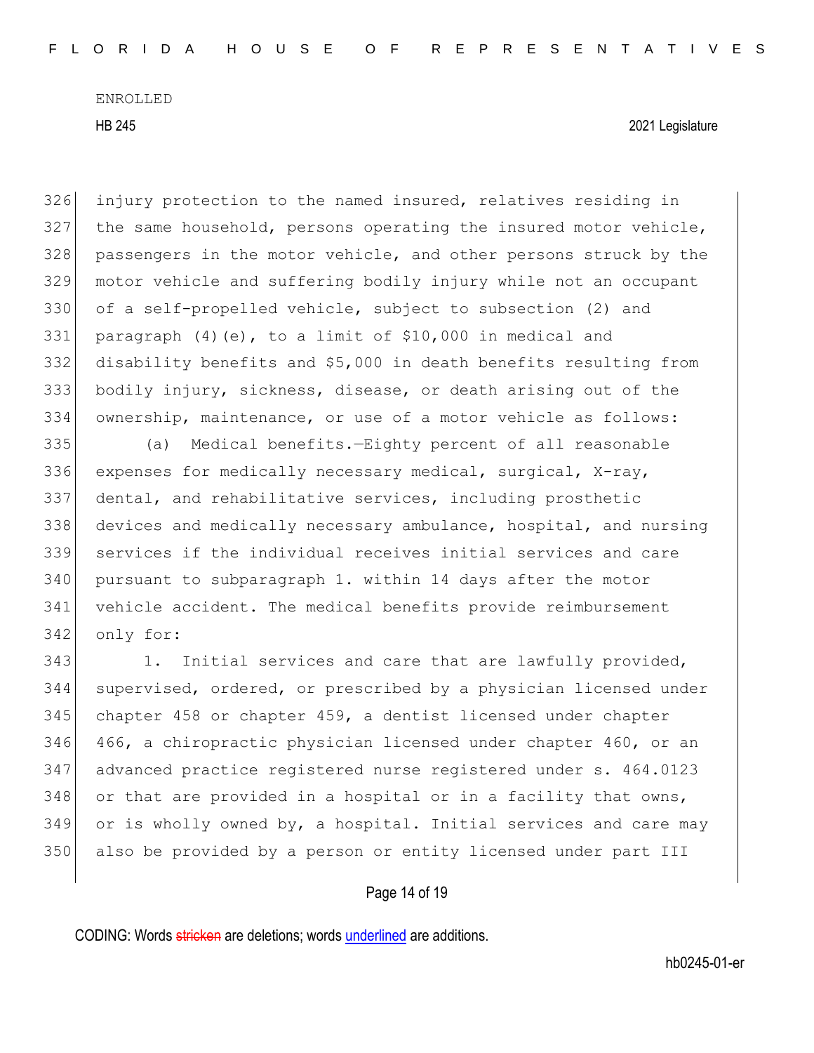injury protection to the named insured, relatives residing in the same household, persons operating the insured motor vehicle, passengers in the motor vehicle, and other persons struck by the motor vehicle and suffering bodily injury while not an occupant of a self-propelled vehicle, subject to subsection (2) and paragraph (4)(e), to a limit of $10,000 in medical and disability benefits and $5,000 in death benefits resulting from bodily injury, sickness, disease, or death arising out of the ownership, maintenance, or use of a motor vehicle as follows:

(a) Medical benefits.—Eighty percent of all reasonable expenses for medically necessary medical, surgical, X-ray, dental, and rehabilitative services, including prosthetic devices and medically necessary ambulance, hospital, and nursing services if the individual receives initial services and care pursuant to subparagraph 1. within 14 days after the motor vehicle accident. The medical benefits provide reimbursement only for:

1. Initial services and care that are lawfully provided, supervised, ordered, or prescribed by a physician licensed under chapter 458 or chapter 459, a dentist licensed under chapter 466, a chiropractic physician licensed under chapter 460, or an advanced practice registered nurse registered under s. 464.0123 or that are provided in a hospital or in a facility that owns, or is wholly owned by, a hospital. Initial services and care may also be provided by a person or entity licensed under part III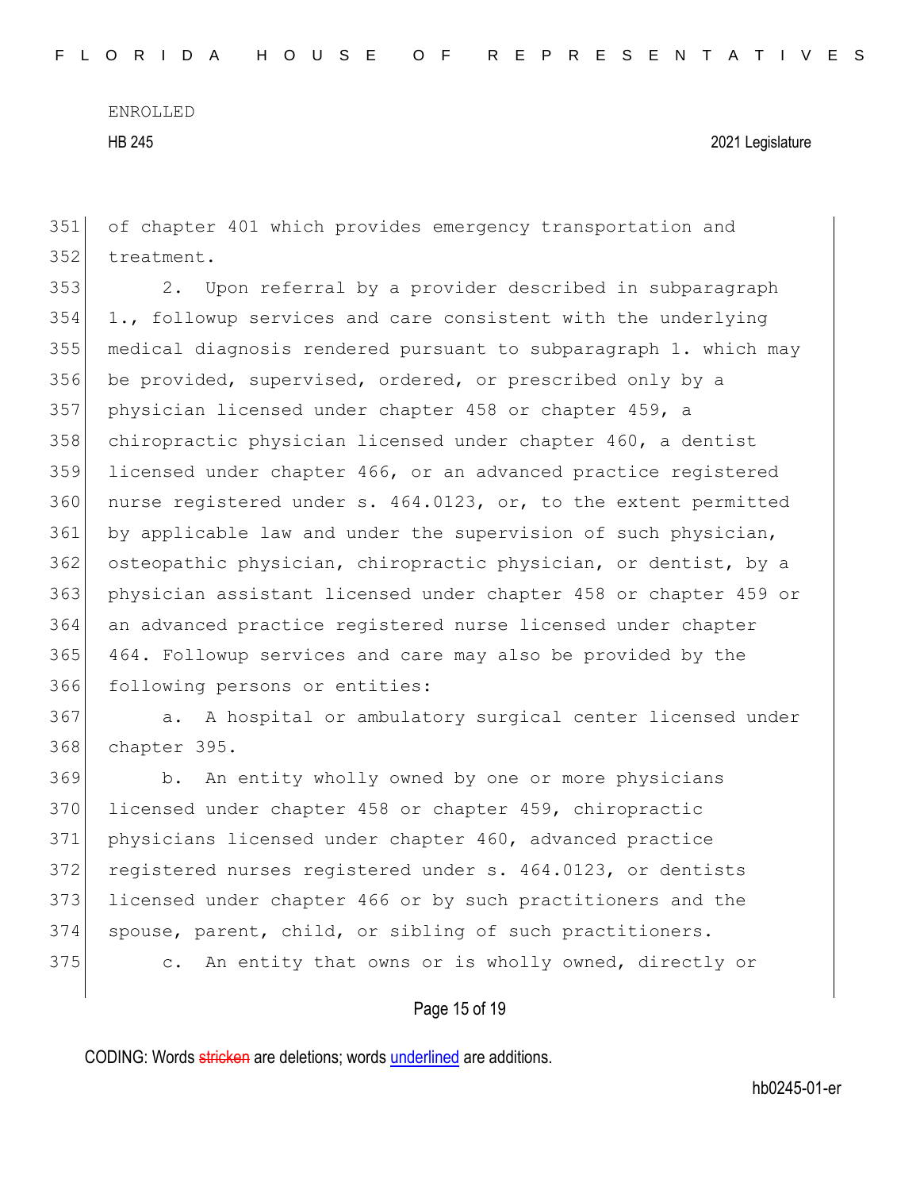of chapter 401 which provides emergency transportation and treatment.

2. Upon referral by a provider described in subparagraph 1., followup services and care consistent with the underlying medical diagnosis rendered pursuant to subparagraph 1. which may be provided, supervised, ordered, or prescribed only by a physician licensed under chapter 458 or chapter 459, a chiropractic physician licensed under chapter 460, a dentist licensed under chapter 466, or an advanced practice registered nurse registered under s. 464.0123, or, to the extent permitted by applicable law and under the supervision of such physician, osteopathic physician, chiropractic physician, or dentist, by a physician assistant licensed under chapter 458 or chapter 459 or an advanced practice registered nurse licensed under chapter 464. Followup services and care may also be provided by the following persons or entities:

a. A hospital or ambulatory surgical center licensed under chapter 395.

b. An entity wholly owned by one or more physicians licensed under chapter 458 or chapter 459, chiropractic physicians licensed under chapter 460, advanced practice registered nurses registered under s. 464.0123, or dentists licensed under chapter 466 or by such practitioners and the spouse, parent, child, or sibling of such practitioners.

c. An entity that owns or is wholly owned, directly or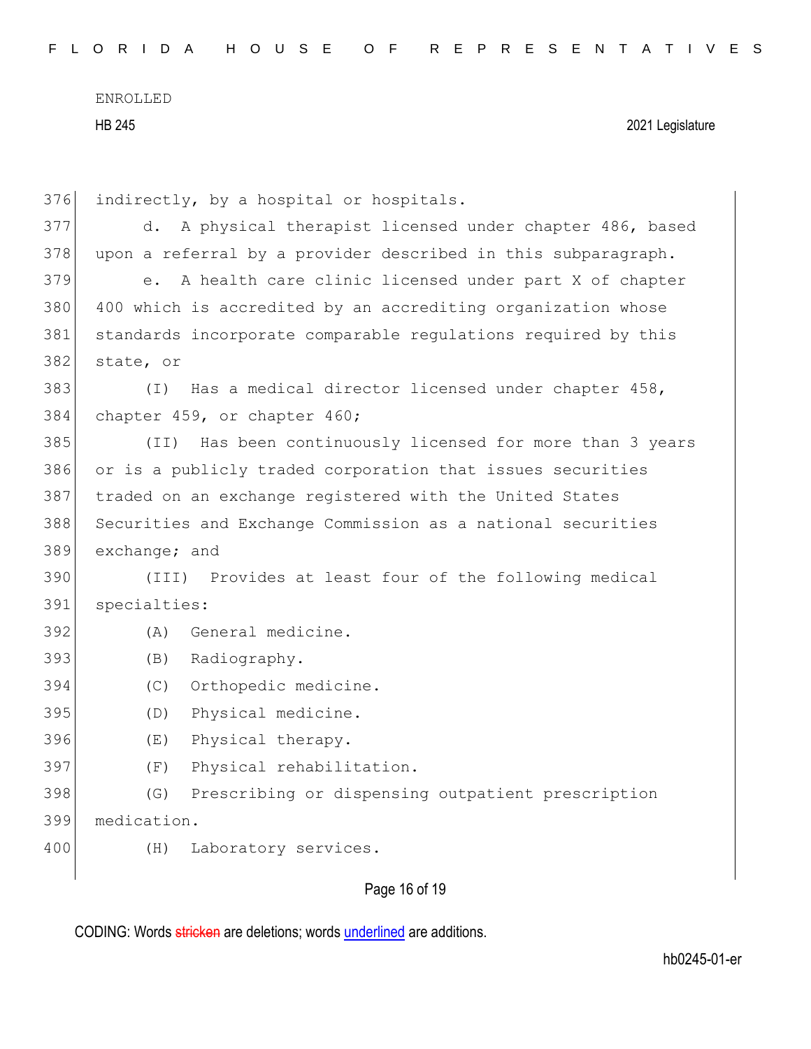indirectly, by a hospital or hospitals.

d. A physical therapist licensed under chapter 486, based upon a referral by a provider described in this subparagraph.

e. A health care clinic licensed under part X of chapter 400 which is accredited by an accrediting organization whose standards incorporate comparable regulations required by this state, or

(I) Has a medical director licensed under chapter 458, chapter 459, or chapter 460;

(II) Has been continuously licensed for more than 3 years or is a publicly traded corporation that issues securities traded on an exchange registered with the United States Securities and Exchange Commission as a national securities exchange; and

(III) Provides at least four of the following medical specialties:

(A) General medicine.

(B) Radiography.

(C) Orthopedic medicine.

(D) Physical medicine.

(E) Physical therapy.

(F) Physical rehabilitation.

(G) Prescribing or dispensing outpatient prescription medication.

(H) Laboratory services.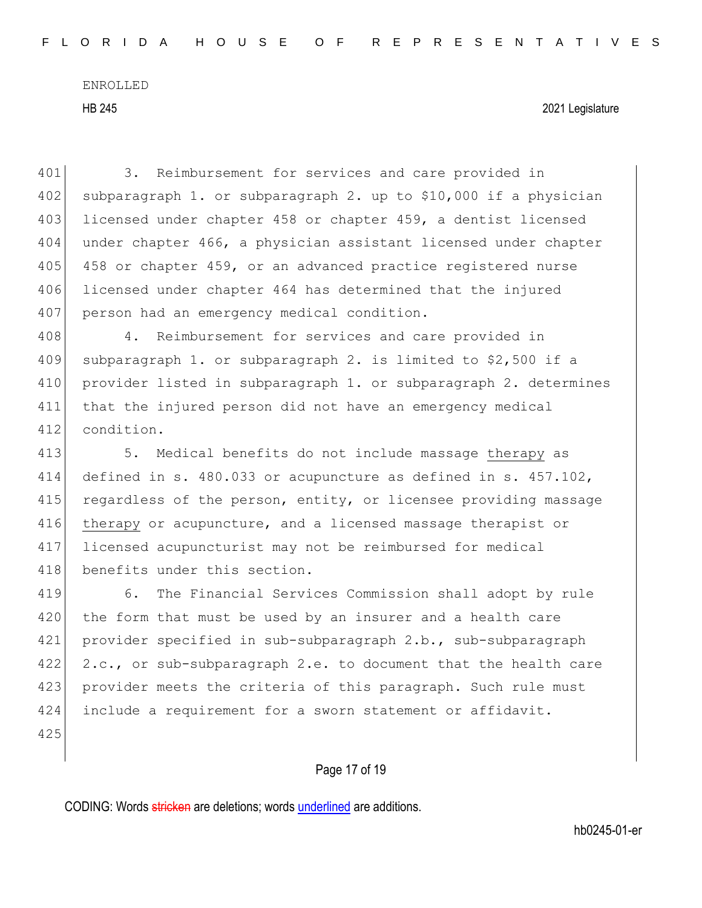3. Reimbursement for services and care provided in subparagraph 1. or subparagraph 2. up to $10,000 if a physician licensed under chapter 458 or chapter 459, a dentist licensed under chapter 466, a physician assistant licensed under chapter 458 or chapter 459, or an advanced practice registered nurse licensed under chapter 464 has determined that the injured person had an emergency medical condition.

4. Reimbursement for services and care provided in subparagraph 1. or subparagraph 2. is limited to $2,500 if a provider listed in subparagraph 1. or subparagraph 2. determines that the injured person did not have an emergency medical condition.

5. Medical benefits do not include massage therapy as defined in s. 480.033 or acupuncture as defined in s. 457.102, regardless of the person, entity, or licensee providing massage therapy or acupuncture, and a licensed massage therapist or licensed acupuncturist may not be reimbursed for medical benefits under this section.

6. The Financial Services Commission shall adopt by rule the form that must be used by an insurer and a health care provider specified in sub-subparagraph 2.b., sub-subparagraph 2.c., or sub-subparagraph 2.e. to document that the health care provider meets the criteria of this paragraph. Such rule must include a requirement for a sworn statement or affidavit.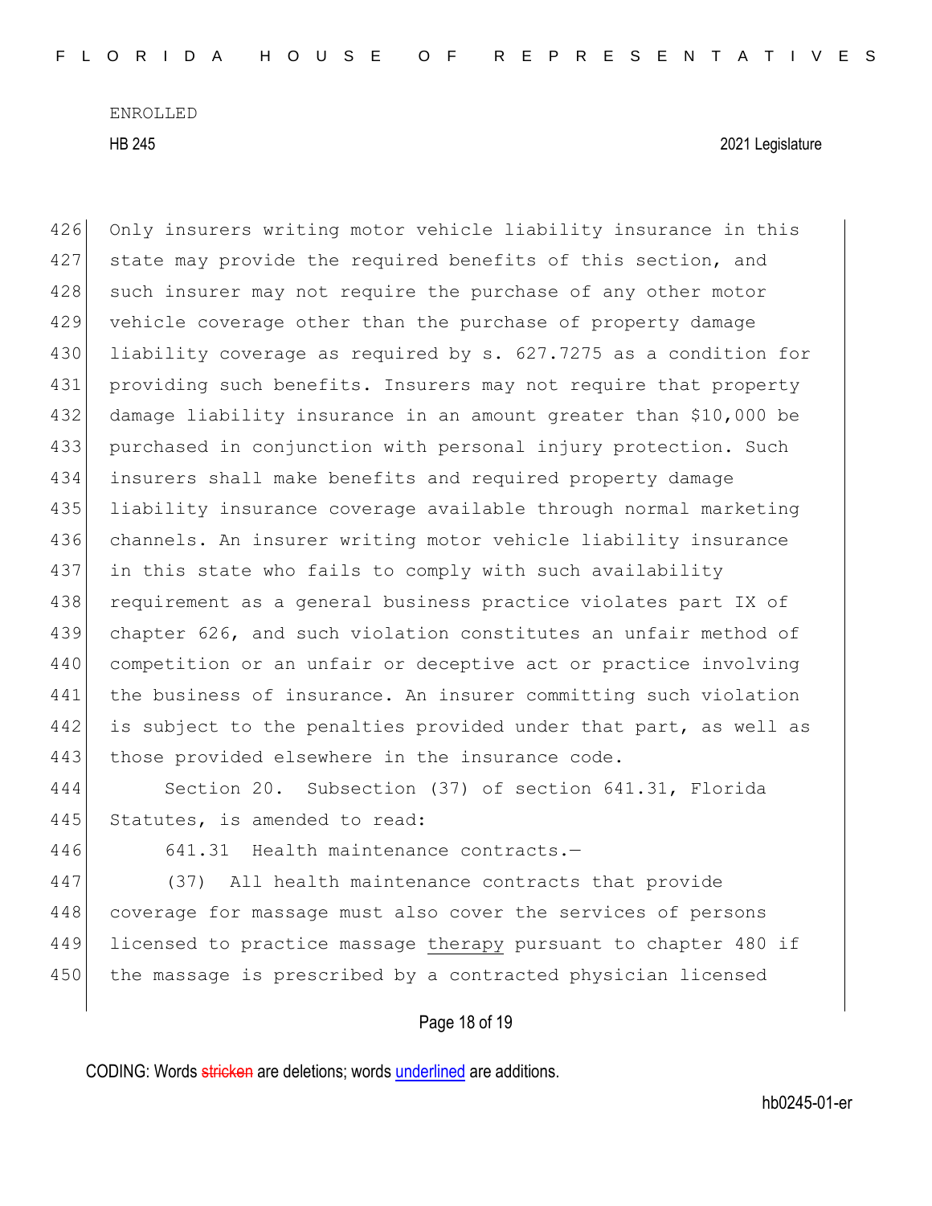Only insurers writing motor vehicle liability insurance in this state may provide the required benefits of this section, and such insurer may not require the purchase of any other motor vehicle coverage other than the purchase of property damage liability coverage as required by s. 627.7275 as a condition for providing such benefits. Insurers may not require that property damage liability insurance in an amount greater than $10,000 be purchased in conjunction with personal injury protection. Such insurers shall make benefits and required property damage liability insurance coverage available through normal marketing channels. An insurer writing motor vehicle liability insurance in this state who fails to comply with such availability requirement as a general business practice violates part IX of chapter 626, and such violation constitutes an unfair method of competition or an unfair or deceptive act or practice involving the business of insurance. An insurer committing such violation is subject to the penalties provided under that part, as well as those provided elsewhere in the insurance code.

Section 20. Subsection (37) of section 641.31, Florida Statutes, is amended to read:

641.31 Health maintenance contracts.—

(37) All health maintenance contracts that provide coverage for massage must also cover the services of persons licensed to practice massage therapy pursuant to chapter 480 if the massage is prescribed by a contracted physician licensed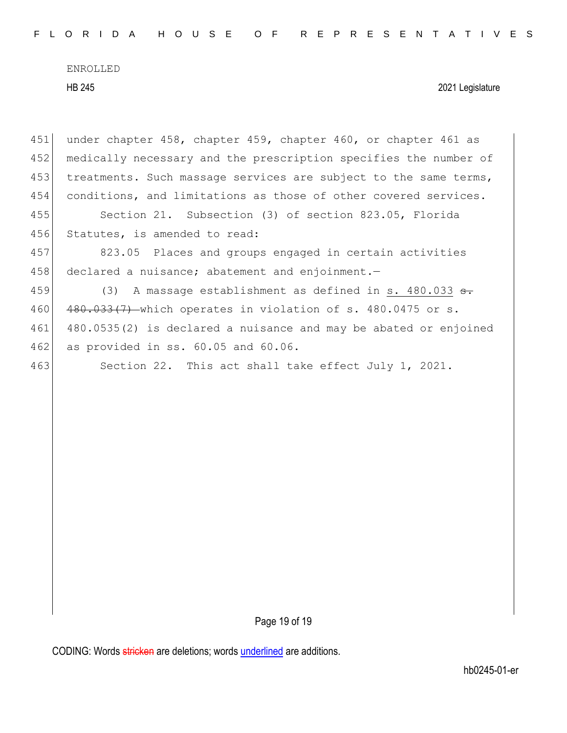ENROLLED

HB 245 2021 Legislature

451 under chapter 458, chapter 459, chapter 460, or chapter 461 as
452 medically necessary and the prescription specifies the number of
453 treatments. Such massage services are subject to the same terms,
454 conditions, and limitations as those of other covered services.

455 Section 21. Subsection (3) of section 823.05, Florida
456 Statutes, is amended to read:

457 823.05 Places and groups engaged in certain activities
458 declared a nuisance; abatement and enjoinment.—

459 (3) A massage establishment as defined in s. 480.033 ~~s.~~
460 ~~480.033(7)~~ which operates in violation of s. 480.0475 or s.
461 480.0535(2) is declared a nuisance and may be abated or enjoined
462 as provided in ss. 60.05 and 60.06.

463 Section 22. This act shall take effect July 1, 2021.

CODING: Words ~~stricken~~ are deletions; words underlined are additions.

hb0245-01-er